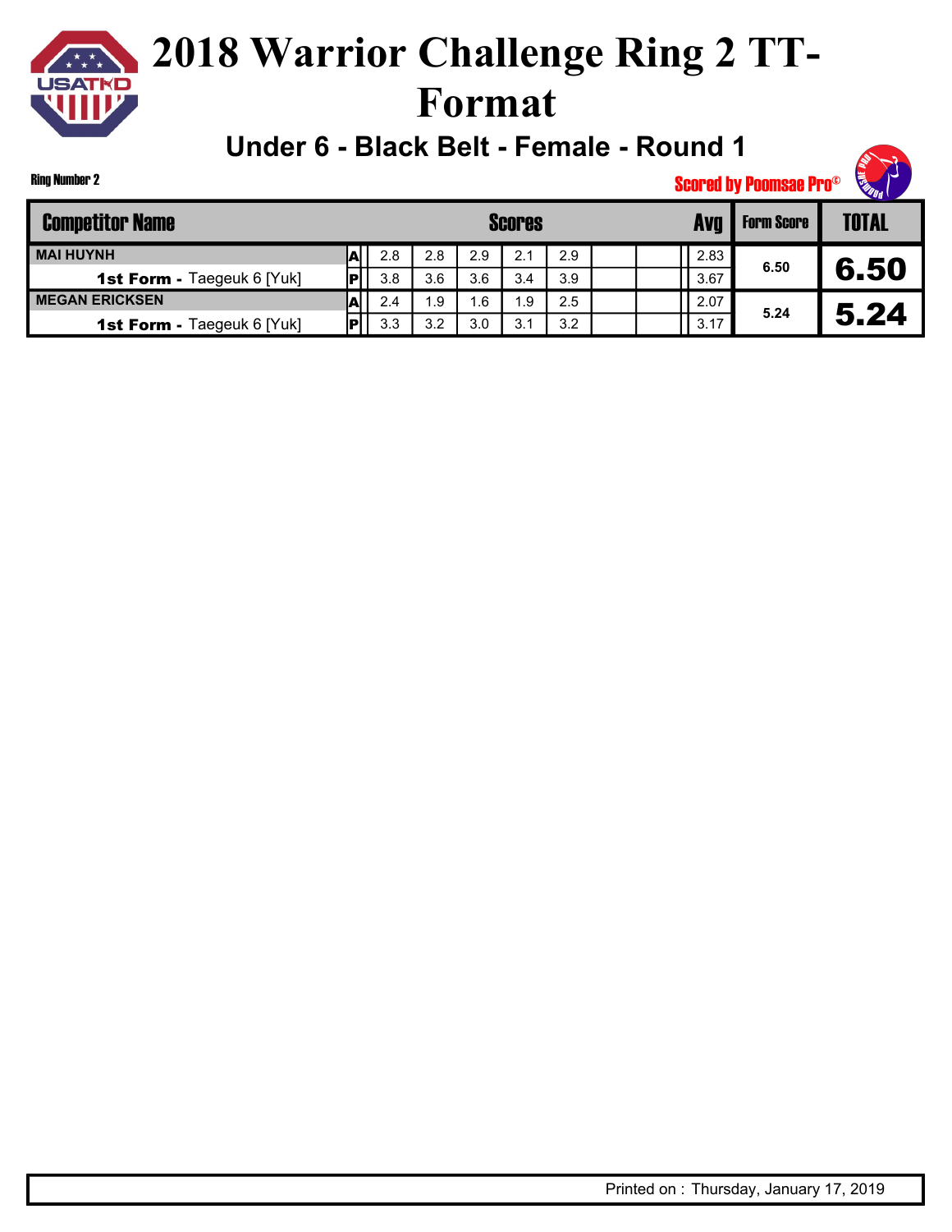# 2018 Warrior Challenge Ring 2 TT-Format

## Under 6 - Black Belt - Female - Round 1

Ring Number 2

Scored by Poomsae Pro©

| Competitor Name | | Scores | | | | | | | Avg | Form Score | TOTAL |
|---|---|---|---|---|---|---|---|---|---|---|---|
| MAI HUYNH | A | 2.8 | 2.8 | 2.9 | 2.1 | 2.9 | | | 2.83 | 6.50 | 6.50 |
| **1st Form -** Taegeuk 6 [Yuk] | P | 3.8 | 3.6 | 3.6 | 3.4 | 3.9 | | | 3.67 | | |
| MEGAN ERICKSEN | A | 2.4 | 1.9 | 1.6 | 1.9 | 2.5 | | | 2.07 | 5.24 | 5.24 |
| **1st Form -** Taegeuk 6 [Yuk] | P | 3.3 | 3.2 | 3.0 | 3.1 | 3.2 | | | 3.17 | | |

Printed on : Thursday, January 17, 2019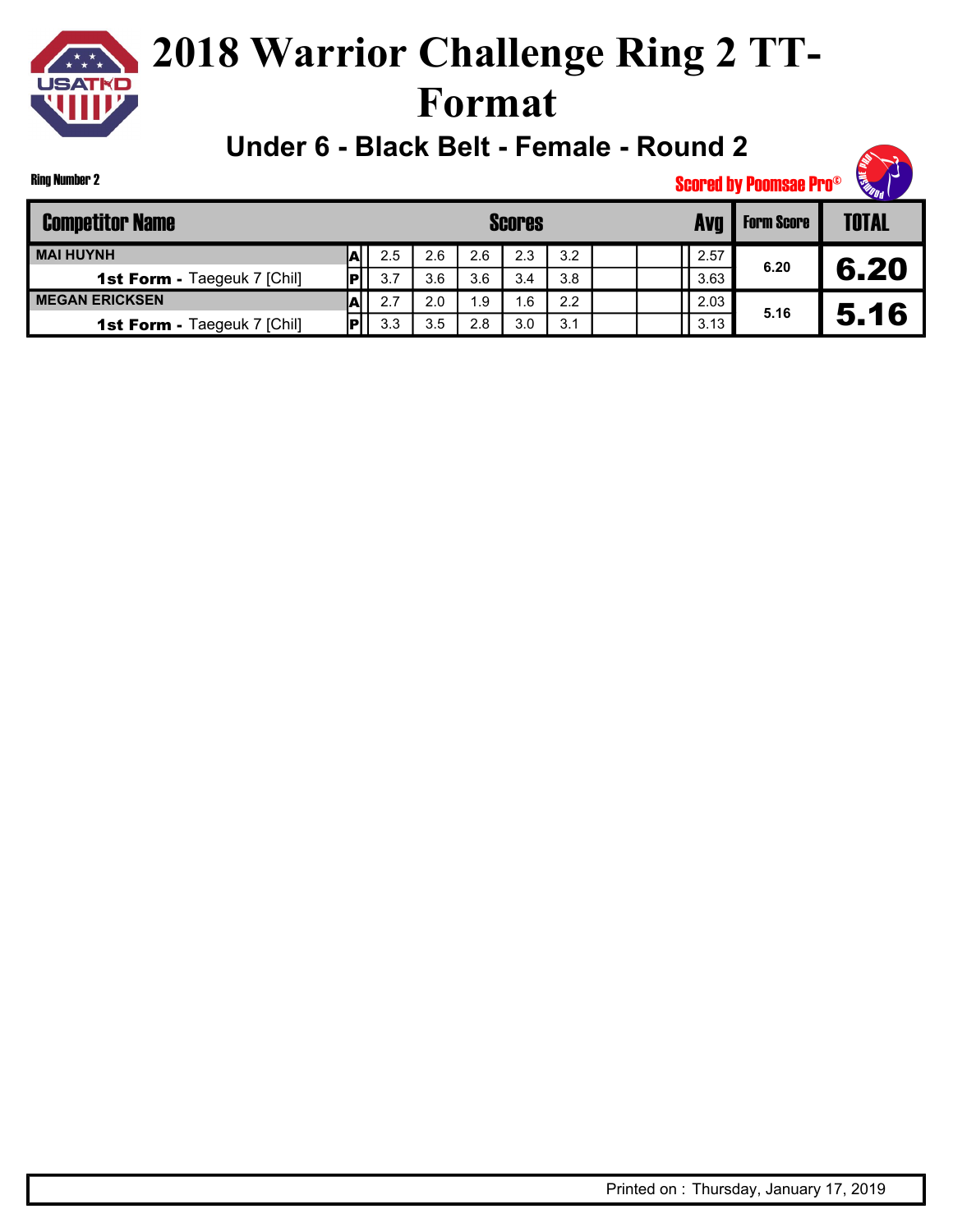# 2018 Warrior Challenge Ring 2 TT-Format

## Under 6 - Black Belt - Female - Round 2

Ring Number 2

Scored by Poomsae Pro©

| Competitor Name | | Scores | | | | | | | Avg | Form Score | TOTAL |
|---|---|---|---|---|---|---|---|---|---|---|---|
| MAI HUYNH | A | 2.5 | 2.6 | 2.6 | 2.3 | 3.2 | | | 2.57 | 6.20 | 6.20 |
| **1st Form -** Taegeuk 7 [Chil] | P | 3.7 | 3.6 | 3.6 | 3.4 | 3.8 | | | 3.63 | | |
| MEGAN ERICKSEN | A | 2.7 | 2.0 | 1.9 | 1.6 | 2.2 | | | 2.03 | 5.16 | 5.16 |
| **1st Form -** Taegeuk 7 [Chil] | P | 3.3 | 3.5 | 2.8 | 3.0 | 3.1 | | | 3.13 | | |

Printed on : Thursday, January 17, 2019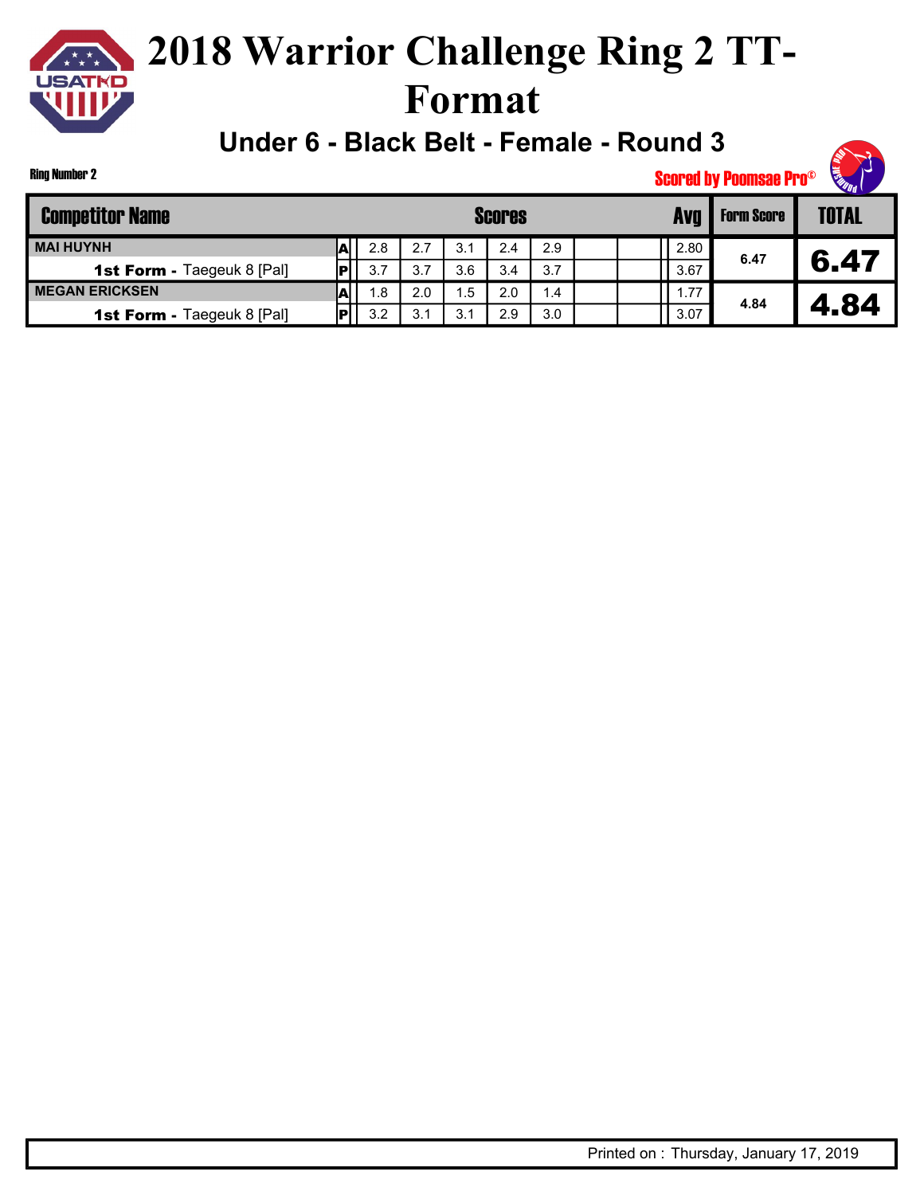# 2018 Warrior Challenge Ring 2 TT-Format

## Under 6 - Black Belt - Female - Round 3

Ring Number 2

Scored by Poomsae Pro©

| Competitor Name | | Scores | | | | | | | Avg | Form Score | TOTAL |
|---|---|---|---|---|---|---|---|---|---|---|---|
| MAI HUYNH | A | 2.8 | 2.7 | 3.1 | 2.4 | 2.9 | | | 2.80 | 6.47 | 6.47 |
| **1st Form -** Taegeuk 8 [Pal] | P | 3.7 | 3.7 | 3.6 | 3.4 | 3.7 | | | 3.67 | | |
| MEGAN ERICKSEN | A | 1.8 | 2.0 | 1.5 | 2.0 | 1.4 | | | 1.77 | 4.84 | 4.84 |
| **1st Form -** Taegeuk 8 [Pal] | P | 3.2 | 3.1 | 3.1 | 2.9 | 3.0 | | | 3.07 | | |

Printed on : Thursday, January 17, 2019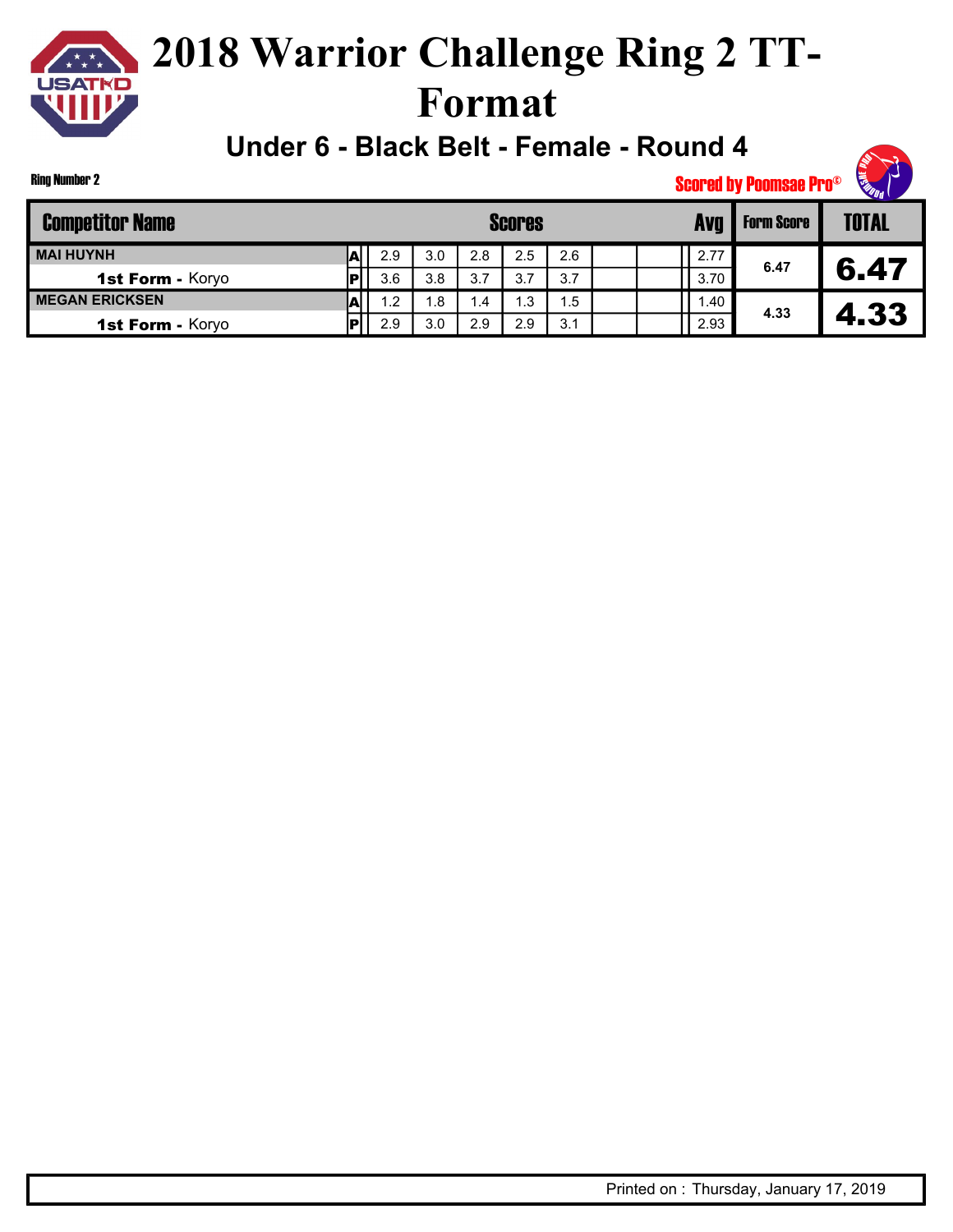# 2018 Warrior Challenge Ring 2 TT-Format

## Under 6 - Black Belt - Female - Round 4

Ring Number 2

Scored by Poomsae Pro©

| Competitor Name | | Scores | | | | | | | Avg | Form Score | TOTAL |
|---|---|---|---|---|---|---|---|---|---|---|---|
| MAI HUYNH | A | 2.9 | 3.0 | 2.8 | 2.5 | 2.6 | | | 2.77 | 6.47 | 6.47 |
| **1st Form -** Koryo | P | 3.6 | 3.8 | 3.7 | 3.7 | 3.7 | | | 3.70 | | |
| MEGAN ERICKSEN | A | 1.2 | 1.8 | 1.4 | 1.3 | 1.5 | | | 1.40 | 4.33 | 4.33 |
| **1st Form -** Koryo | P | 2.9 | 3.0 | 2.9 | 2.9 | 3.1 | | | 2.93 | | |

Printed on : Thursday, January 17, 2019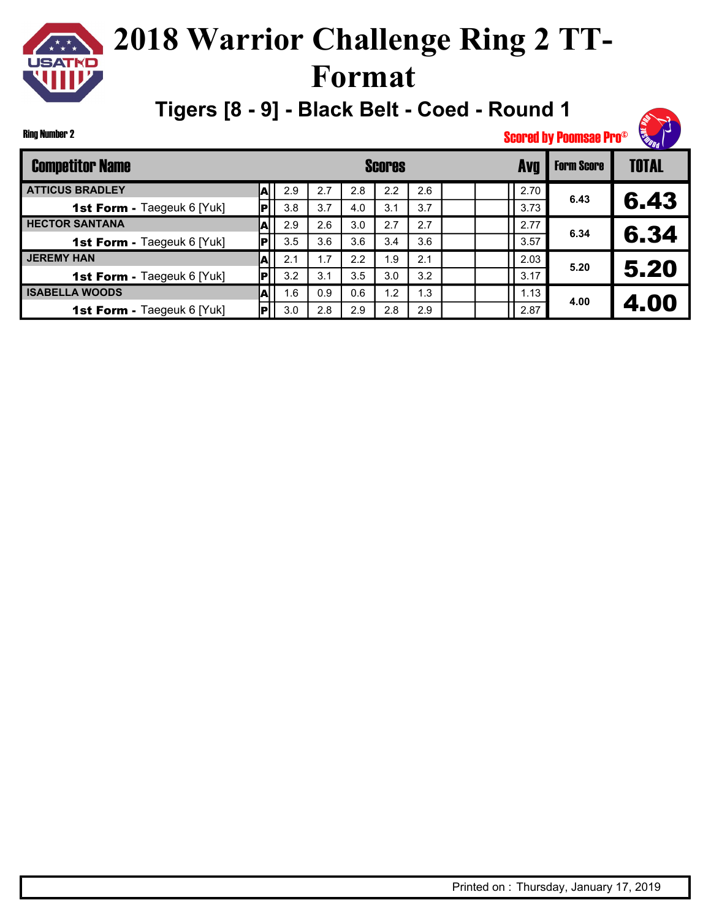# 2018 Warrior Challenge Ring 2 TT-Format

## Tigers [8 - 9] - Black Belt - Coed - Round 1

Ring Number 2

Scored by Poomsae Pro©

| Competitor Name | | Scores | | | | | | | Avg | Form Score | TOTAL |
|---|---|---|---|---|---|---|---|---|---|---|---|
| ATTICUS BRADLEY | A | 2.9 | 2.7 | 2.8 | 2.2 | 2.6 | | | 2.70 | 6.43 | 6.43 |
| **1st Form -** Taegeuk 6 [Yuk] | P | 3.8 | 3.7 | 4.0 | 3.1 | 3.7 | | | 3.73 | | |
| HECTOR SANTANA | A | 2.9 | 2.6 | 3.0 | 2.7 | 2.7 | | | 2.77 | 6.34 | 6.34 |
| **1st Form -** Taegeuk 6 [Yuk] | P | 3.5 | 3.6 | 3.6 | 3.4 | 3.6 | | | 3.57 | | |
| JEREMY HAN | A | 2.1 | 1.7 | 2.2 | 1.9 | 2.1 | | | 2.03 | 5.20 | 5.20 |
| **1st Form -** Taegeuk 6 [Yuk] | P | 3.2 | 3.1 | 3.5 | 3.0 | 3.2 | | | 3.17 | | |
| ISABELLA WOODS | A | 1.6 | 0.9 | 0.6 | 1.2 | 1.3 | | | 1.13 | 4.00 | 4.00 |
| **1st Form -** Taegeuk 6 [Yuk] | P | 3.0 | 2.8 | 2.9 | 2.8 | 2.9 | | | 2.87 | | |

Printed on : Thursday, January 17, 2019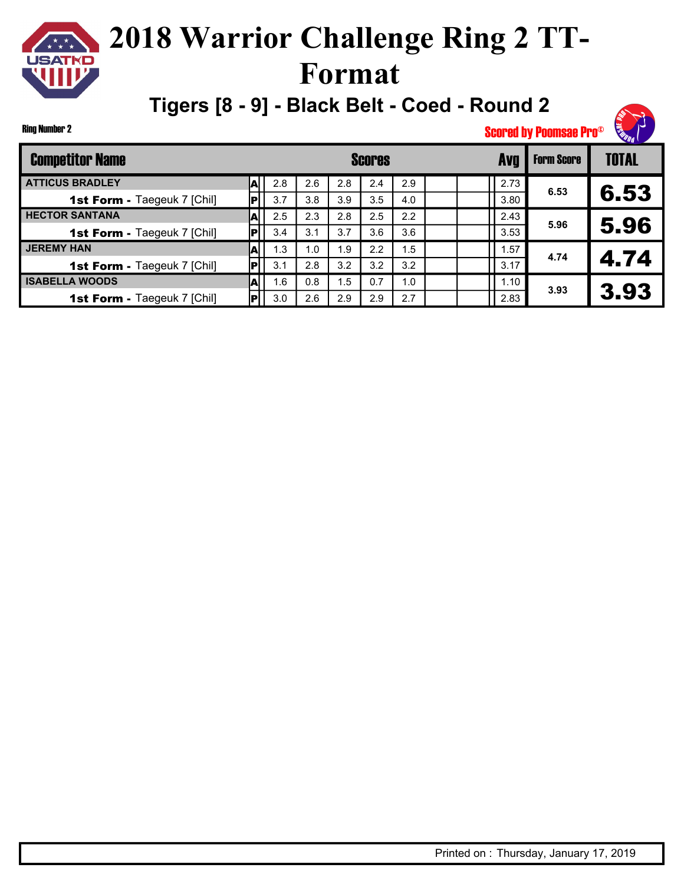# 2018 Warrior Challenge Ring 2 TT-Format

## Tigers [8 - 9] - Black Belt - Coed - Round 2

Ring Number 2

Scored by Poomsae Pro©

| Competitor Name | | Scores | | | | | | | Avg | Form Score | TOTAL |
|---|---|---|---|---|---|---|---|---|---|---|---|
| ATTICUS BRADLEY | A | 2.8 | 2.6 | 2.8 | 2.4 | 2.9 | | | 2.73 | 6.53 | 6.53 |
| **1st Form -** Taegeuk 7 [Chil] | P | 3.7 | 3.8 | 3.9 | 3.5 | 4.0 | | | 3.80 | | |
| HECTOR SANTANA | A | 2.5 | 2.3 | 2.8 | 2.5 | 2.2 | | | 2.43 | 5.96 | 5.96 |
| **1st Form -** Taegeuk 7 [Chil] | P | 3.4 | 3.1 | 3.7 | 3.6 | 3.6 | | | 3.53 | | |
| JEREMY HAN | A | 1.3 | 1.0 | 1.9 | 2.2 | 1.5 | | | 1.57 | 4.74 | 4.74 |
| **1st Form -** Taegeuk 7 [Chil] | P | 3.1 | 2.8 | 3.2 | 3.2 | 3.2 | | | 3.17 | | |
| ISABELLA WOODS | A | 1.6 | 0.8 | 1.5 | 0.7 | 1.0 | | | 1.10 | 3.93 | 3.93 |
| **1st Form -** Taegeuk 7 [Chil] | P | 3.0 | 2.6 | 2.9 | 2.9 | 2.7 | | | 2.83 | | |

Printed on : Thursday, January 17, 2019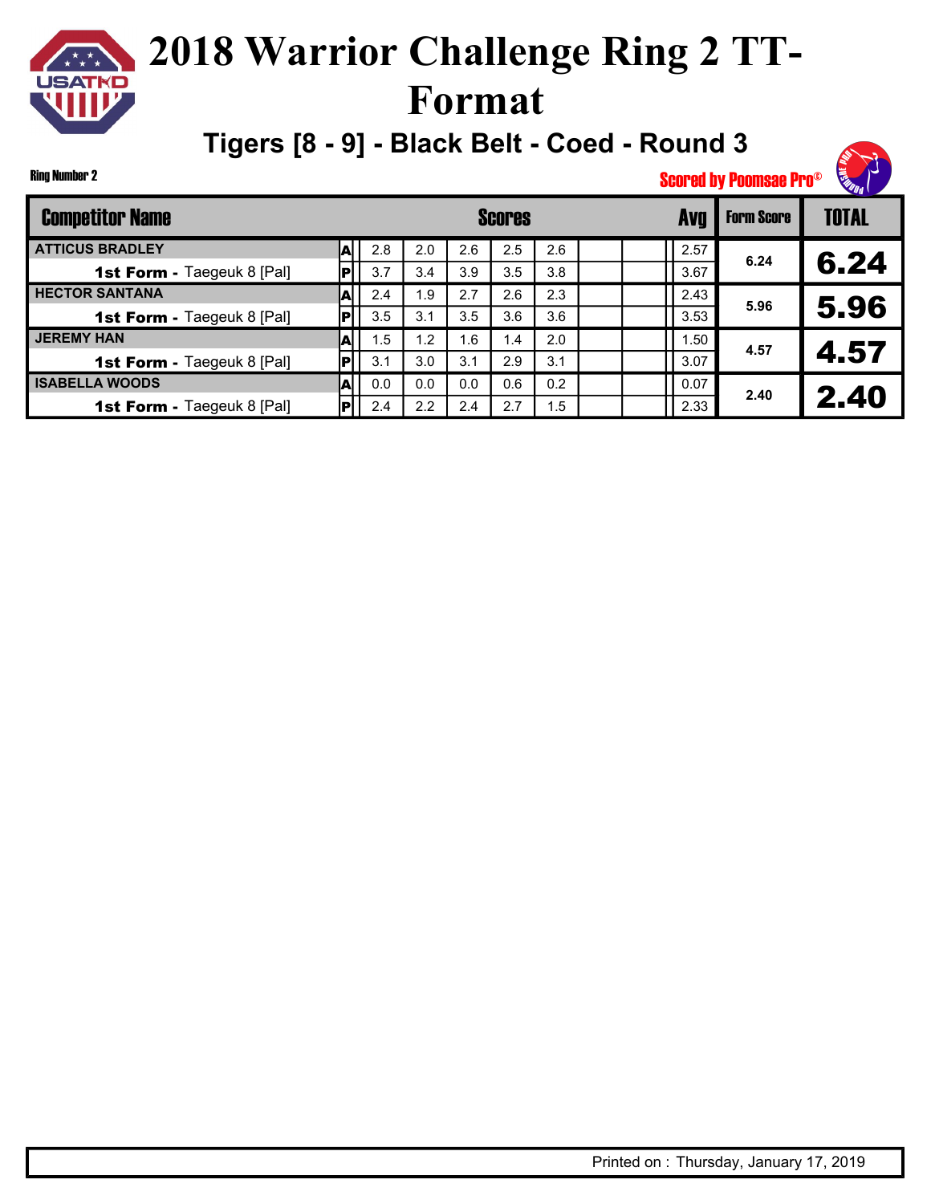# 2018 Warrior Challenge Ring 2 TT-Format

## Tigers [8 - 9] - Black Belt - Coed - Round 3

Ring Number 2

Scored by Poomsae Pro©

| Competitor Name | | Scores | | | | | | | Avg | Form Score | TOTAL |
|---|---|---|---|---|---|---|---|---|---|---|---|
| ATTICUS BRADLEY | A | 2.8 | 2.0 | 2.6 | 2.5 | 2.6 | | | 2.57 | 6.24 | 6.24 |
| **1st Form -** Taegeuk 8 [Pal] | P | 3.7 | 3.4 | 3.9 | 3.5 | 3.8 | | | 3.67 | | |
| HECTOR SANTANA | A | 2.4 | 1.9 | 2.7 | 2.6 | 2.3 | | | 2.43 | 5.96 | 5.96 |
| **1st Form -** Taegeuk 8 [Pal] | P | 3.5 | 3.1 | 3.5 | 3.6 | 3.6 | | | 3.53 | | |
| JEREMY HAN | A | 1.5 | 1.2 | 1.6 | 1.4 | 2.0 | | | 1.50 | 4.57 | 4.57 |
| **1st Form -** Taegeuk 8 [Pal] | P | 3.1 | 3.0 | 3.1 | 2.9 | 3.1 | | | 3.07 | | |
| ISABELLA WOODS | A | 0.0 | 0.0 | 0.0 | 0.6 | 0.2 | | | 0.07 | 2.40 | 2.40 |
| **1st Form -** Taegeuk 8 [Pal] | P | 2.4 | 2.2 | 2.4 | 2.7 | 1.5 | | | 2.33 | | |

Printed on : Thursday, January 17, 2019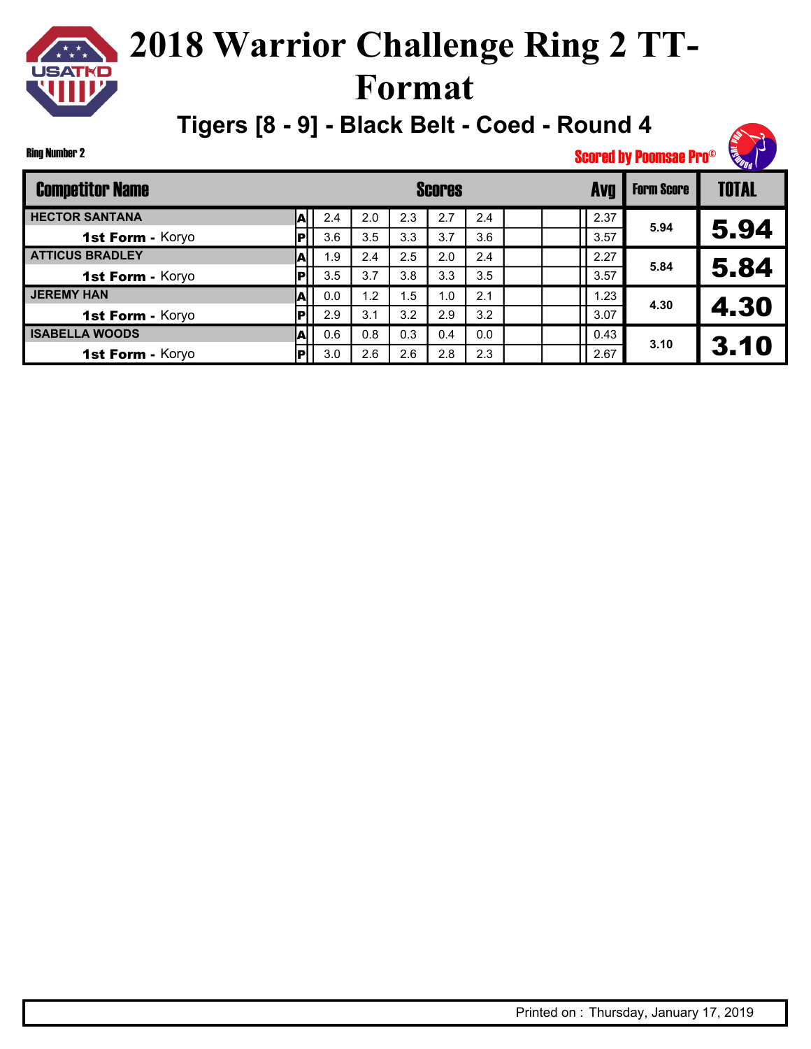# 2018 Warrior Challenge Ring 2 TT-Format

## Tigers [8 - 9] - Black Belt - Coed - Round 4

Ring Number 2

Scored by Poomsae Pro©

| Competitor Name | | Scores | | | | | | | Avg | Form Score | TOTAL |
|---|---|---|---|---|---|---|---|---|---|---|---|
| HECTOR SANTANA | A | 2.4 | 2.0 | 2.3 | 2.7 | 2.4 | | | 2.37 | 5.94 | 5.94 |
| **1st Form -** Koryo | P | 3.6 | 3.5 | 3.3 | 3.7 | 3.6 | | | 3.57 | | |
| ATTICUS BRADLEY | A | 1.9 | 2.4 | 2.5 | 2.0 | 2.4 | | | 2.27 | 5.84 | 5.84 |
| **1st Form -** Koryo | P | 3.5 | 3.7 | 3.8 | 3.3 | 3.5 | | | 3.57 | | |
| JEREMY HAN | A | 0.0 | 1.2 | 1.5 | 1.0 | 2.1 | | | 1.23 | 4.30 | 4.30 |
| **1st Form -** Koryo | P | 2.9 | 3.1 | 3.2 | 2.9 | 3.2 | | | 3.07 | | |
| ISABELLA WOODS | A | 0.6 | 0.8 | 0.3 | 0.4 | 0.0 | | | 0.43 | 3.10 | 3.10 |
| **1st Form -** Koryo | P | 3.0 | 2.6 | 2.6 | 2.8 | 2.3 | | | 2.67 | | |

Printed on : Thursday, January 17, 2019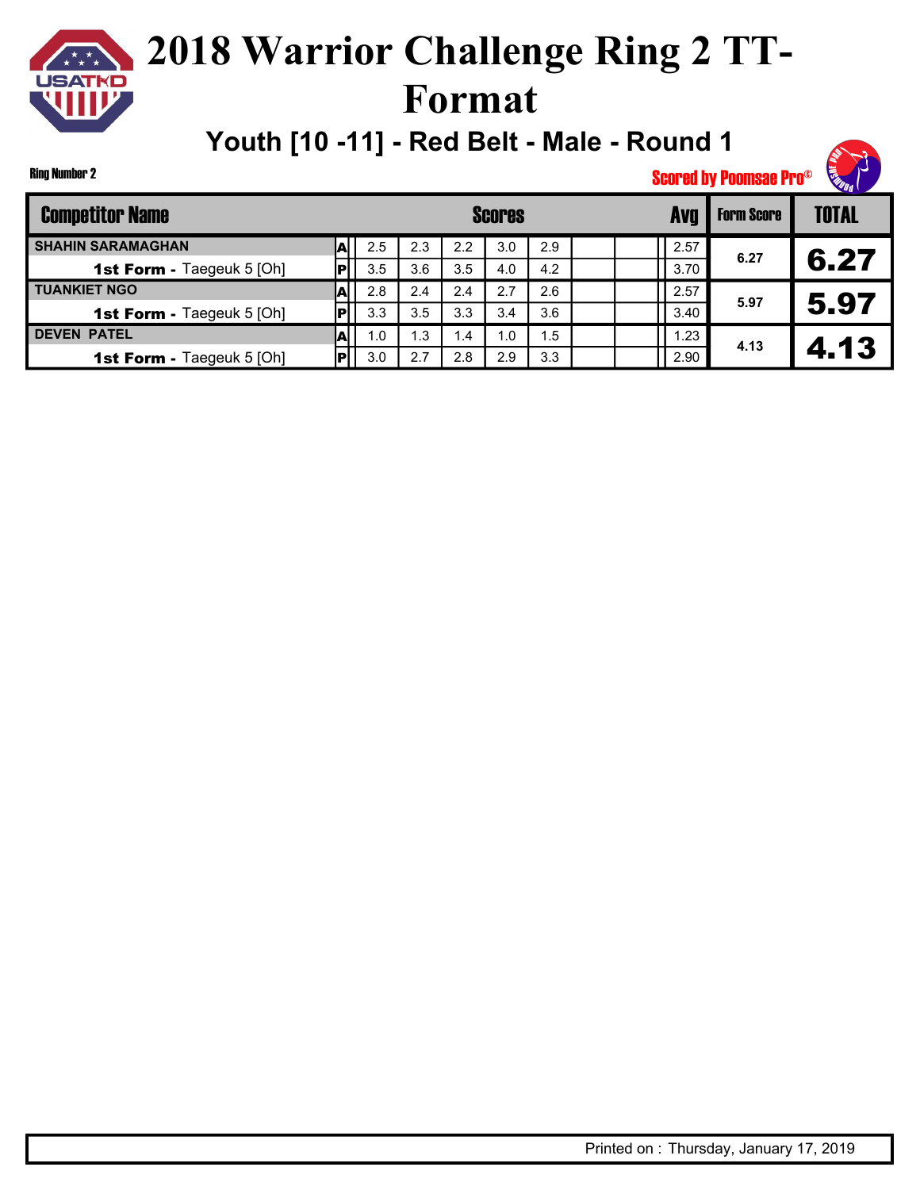# 2018 Warrior Challenge Ring 2 TT-Format

## Youth [10 -11] - Red Belt - Male - Round 1

Ring Number 2

Scored by Poomsae Pro©

| Competitor Name | | Scores | | | | | | | Avg | Form Score | TOTAL |
|---|---|---|---|---|---|---|---|---|---|---|---|
| SHAHIN SARAMAGHAN | A | 2.5 | 2.3 | 2.2 | 3.0 | 2.9 | | | 2.57 | 6.27 | 6.27 |
| **1st Form -** Taegeuk 5 [Oh] | P | 3.5 | 3.6 | 3.5 | 4.0 | 4.2 | | | 3.70 | | |
| TUANKIET NGO | A | 2.8 | 2.4 | 2.4 | 2.7 | 2.6 | | | 2.57 | 5.97 | 5.97 |
| **1st Form -** Taegeuk 5 [Oh] | P | 3.3 | 3.5 | 3.3 | 3.4 | 3.6 | | | 3.40 | | |
| DEVEN PATEL | A | 1.0 | 1.3 | 1.4 | 1.0 | 1.5 | | | 1.23 | 4.13 | 4.13 |
| **1st Form -** Taegeuk 5 [Oh] | P | 3.0 | 2.7 | 2.8 | 2.9 | 3.3 | | | 2.90 | | |

Printed on : Thursday, January 17, 2019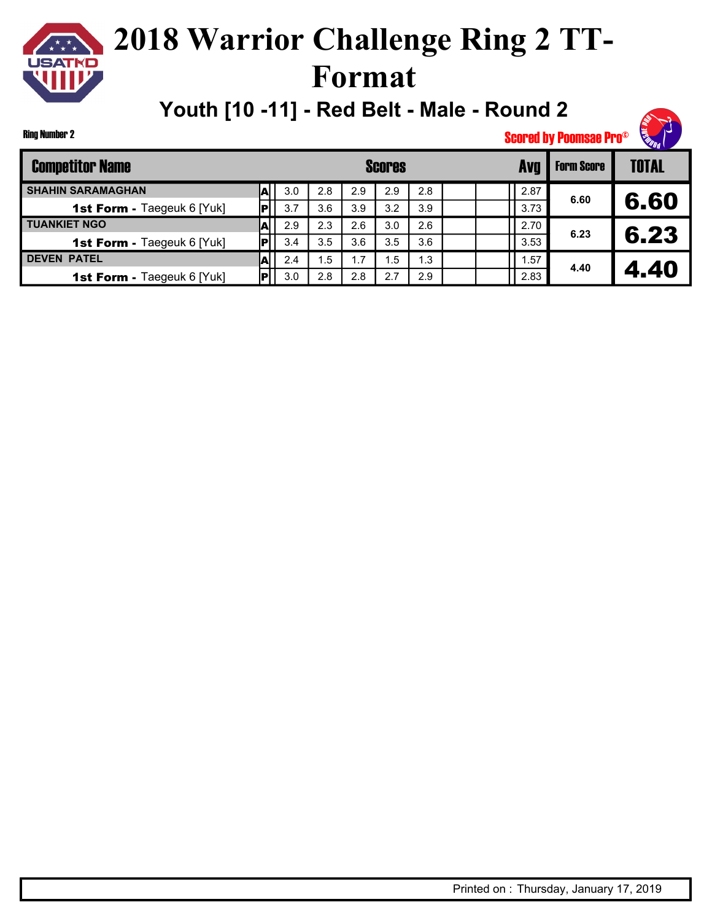# 2018 Warrior Challenge Ring 2 TT-Format

## Youth [10 -11] - Red Belt - Male - Round 2

Ring Number 2

Scored by Poomsae Pro©

| Competitor Name | | Scores | | | | | | | Avg | Form Score | TOTAL |
|---|---|---|---|---|---|---|---|---|---|---|---|
| SHAHIN SARAMAGHAN | A | 3.0 | 2.8 | 2.9 | 2.9 | 2.8 | | | 2.87 | 6.60 | 6.60 |
| **1st Form -** Taegeuk 6 [Yuk] | P | 3.7 | 3.6 | 3.9 | 3.2 | 3.9 | | | 3.73 | | |
| TUANKIET NGO | A | 2.9 | 2.3 | 2.6 | 3.0 | 2.6 | | | 2.70 | 6.23 | 6.23 |
| **1st Form -** Taegeuk 6 [Yuk] | P | 3.4 | 3.5 | 3.6 | 3.5 | 3.6 | | | 3.53 | | |
| DEVEN PATEL | A | 2.4 | 1.5 | 1.7 | 1.5 | 1.3 | | | 1.57 | 4.40 | 4.40 |
| **1st Form -** Taegeuk 6 [Yuk] | P | 3.0 | 2.8 | 2.8 | 2.7 | 2.9 | | | 2.83 | | |

Printed on : Thursday, January 17, 2019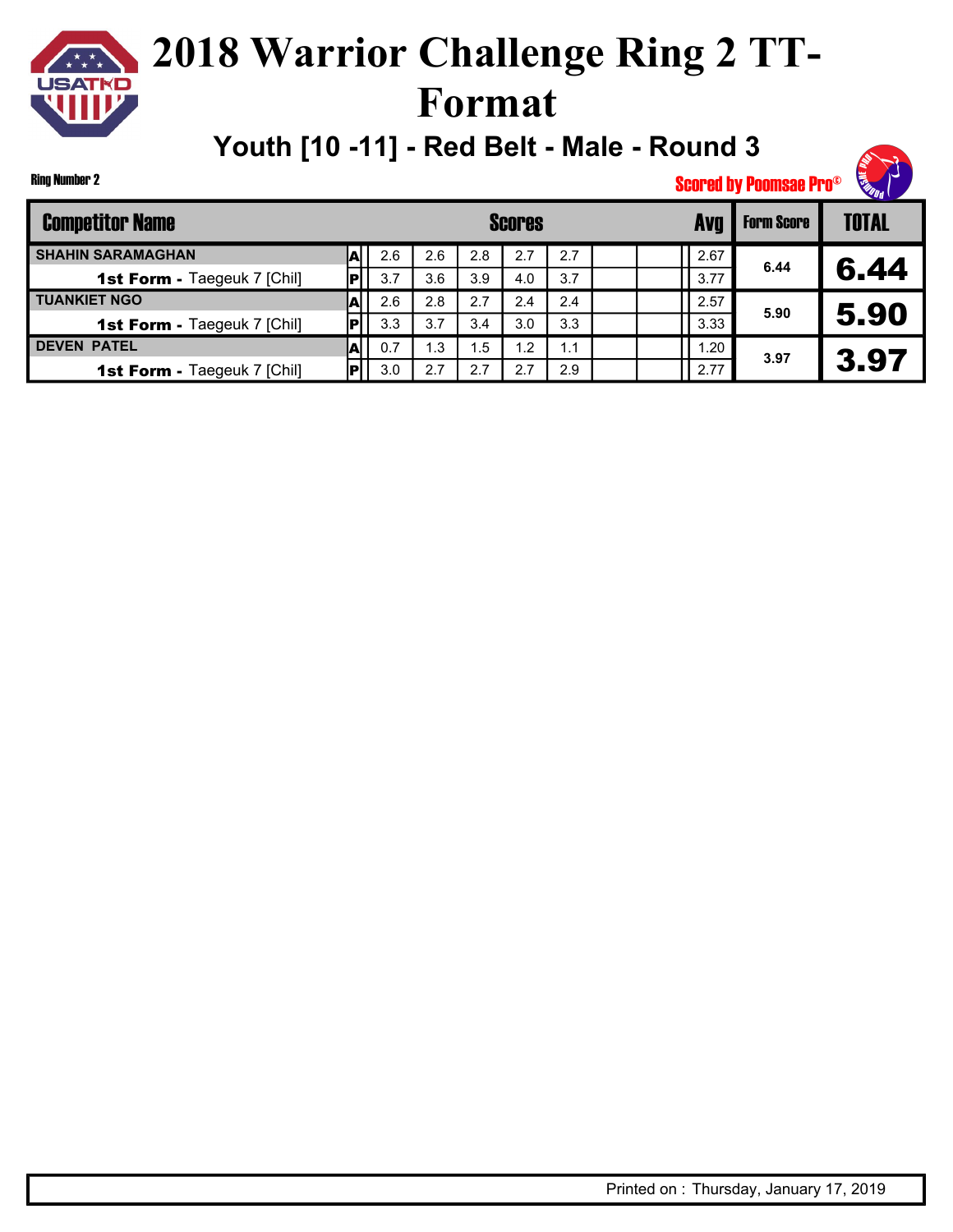# 2018 Warrior Challenge Ring 2 TT-Format

## Youth [10 -11] - Red Belt - Male - Round 3

Ring Number 2

Scored by Poomsae Pro©

| Competitor Name | | Scores | | | | | | | Avg | Form Score | TOTAL |
|---|---|---|---|---|---|---|---|---|---|---|---|
| SHAHIN SARAMAGHAN | A | 2.6 | 2.6 | 2.8 | 2.7 | 2.7 | | | 2.67 | 6.44 | 6.44 |
| **1st Form -** Taegeuk 7 [Chil] | P | 3.7 | 3.6 | 3.9 | 4.0 | 3.7 | | | 3.77 | | |
| TUANKIET NGO | A | 2.6 | 2.8 | 2.7 | 2.4 | 2.4 | | | 2.57 | 5.90 | 5.90 |
| **1st Form -** Taegeuk 7 [Chil] | P | 3.3 | 3.7 | 3.4 | 3.0 | 3.3 | | | 3.33 | | |
| DEVEN PATEL | A | 0.7 | 1.3 | 1.5 | 1.2 | 1.1 | | | 1.20 | 3.97 | 3.97 |
| **1st Form -** Taegeuk 7 [Chil] | P | 3.0 | 2.7 | 2.7 | 2.7 | 2.9 | | | 2.77 | | |

Printed on : Thursday, January 17, 2019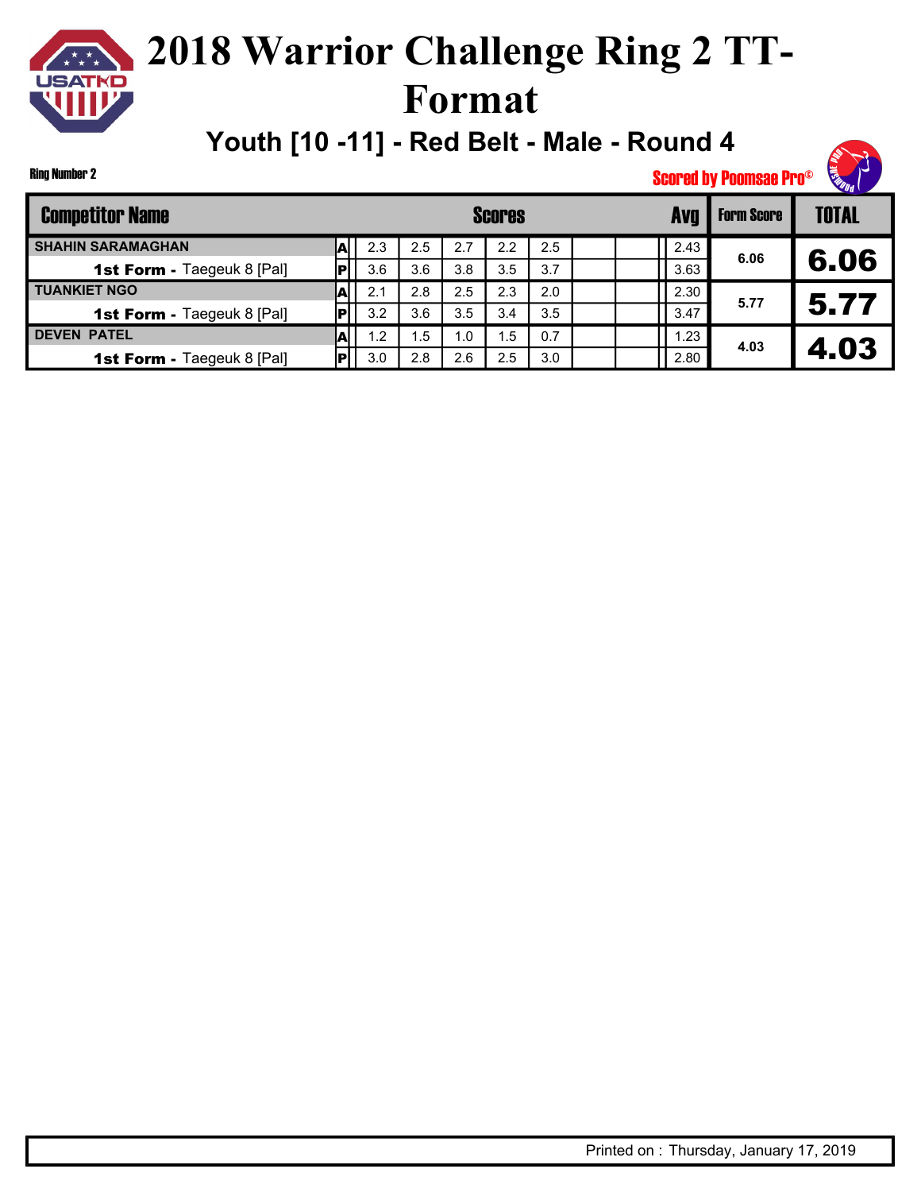# 2018 Warrior Challenge Ring 2 TT-Format

## Youth [10 -11] - Red Belt - Male - Round 4

Ring Number 2

Scored by Poomsae Pro©

| Competitor Name | | Scores | | | | | | | Avg | Form Score | TOTAL |
|---|---|---|---|---|---|---|---|---|---|---|---|
| SHAHIN SARAMAGHAN | A | 2.3 | 2.5 | 2.7 | 2.2 | 2.5 | | | 2.43 | 6.06 | 6.06 |
| **1st Form -** Taegeuk 8 [Pal] | P | 3.6 | 3.6 | 3.8 | 3.5 | 3.7 | | | 3.63 | | |
| TUANKIET NGO | A | 2.1 | 2.8 | 2.5 | 2.3 | 2.0 | | | 2.30 | 5.77 | 5.77 |
| **1st Form -** Taegeuk 8 [Pal] | P | 3.2 | 3.6 | 3.5 | 3.4 | 3.5 | | | 3.47 | | |
| DEVEN PATEL | A | 1.2 | 1.5 | 1.0 | 1.5 | 0.7 | | | 1.23 | 4.03 | 4.03 |
| **1st Form -** Taegeuk 8 [Pal] | P | 3.0 | 2.8 | 2.6 | 2.5 | 3.0 | | | 2.80 | | |

Printed on : Thursday, January 17, 2019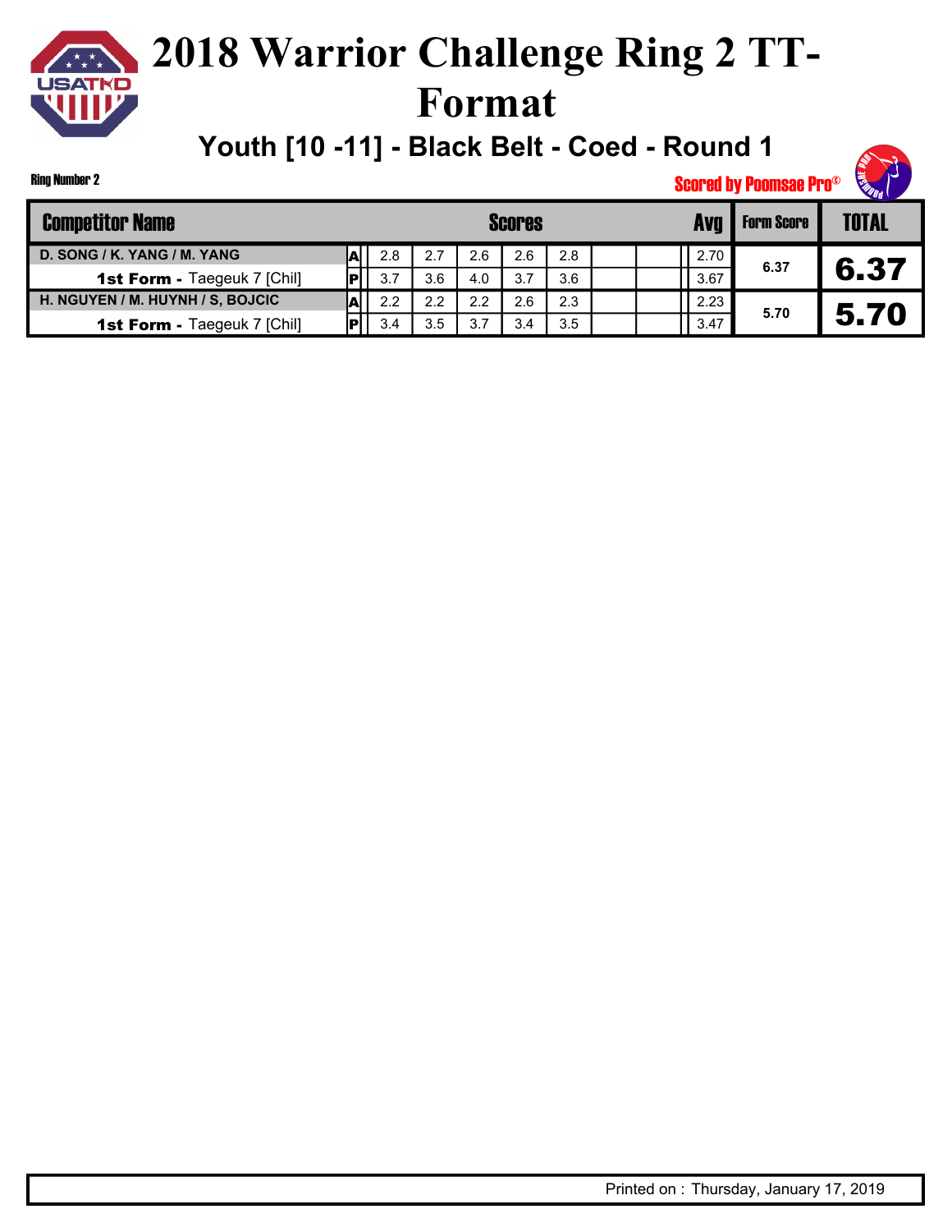# 2018 Warrior Challenge Ring 2 TT-Format

## Youth [10 -11] - Black Belt - Coed - Round 1

Ring Number 2

Scored by Poomsae Pro©

| Competitor Name | | Scores | | | | | | | Avg | Form Score | TOTAL |
|---|---|---|---|---|---|---|---|---|---|---|---|
| D. SONG / K. YANG / M. YANG | A | 2.8 | 2.7 | 2.6 | 2.6 | 2.8 | | | 2.70 | 6.37 | 6.37 |
| **1st Form -** Taegeuk 7 [Chil] | P | 3.7 | 3.6 | 4.0 | 3.7 | 3.6 | | | 3.67 | | |
| H. NGUYEN / M. HUYNH / S, BOJCIC | A | 2.2 | 2.2 | 2.2 | 2.6 | 2.3 | | | 2.23 | 5.70 | 5.70 |
| **1st Form -** Taegeuk 7 [Chil] | P | 3.4 | 3.5 | 3.7 | 3.4 | 3.5 | | | 3.47 | | |

Printed on : Thursday, January 17, 2019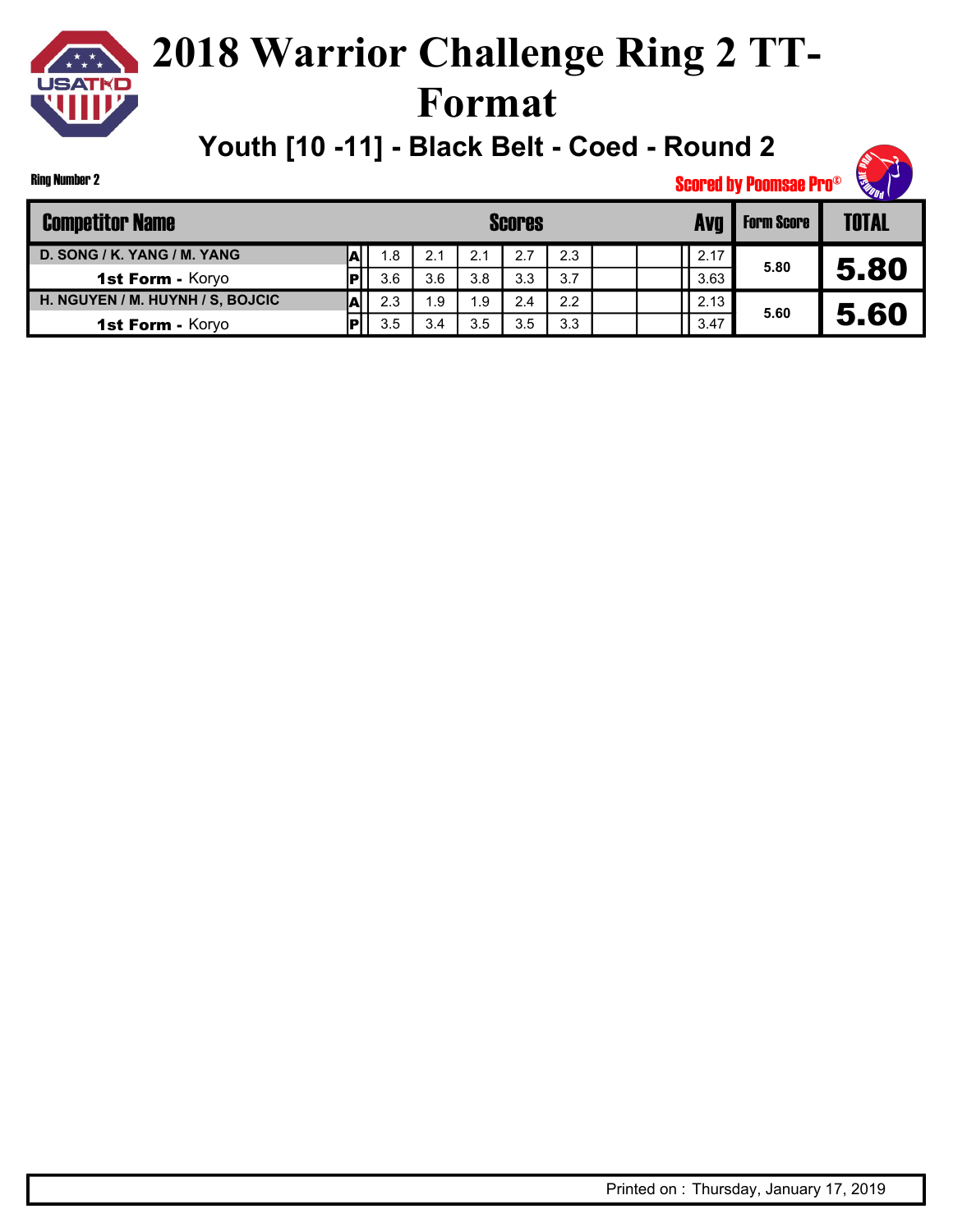# 2018 Warrior Challenge Ring 2 TT-Format

## Youth [10 -11] - Black Belt - Coed - Round 2

Ring Number 2

Scored by Poomsae Pro©

| Competitor Name | | Scores | | | | | | | Avg | Form Score | TOTAL |
|---|---|---|---|---|---|---|---|---|---|---|---|
| D. SONG / K. YANG / M. YANG | A | 1.8 | 2.1 | 2.1 | 2.7 | 2.3 | | | 2.17 | 5.80 | 5.80 |
| **1st Form -** Koryo | P | 3.6 | 3.6 | 3.8 | 3.3 | 3.7 | | | 3.63 | | |
| H. NGUYEN / M. HUYNH / S, BOJCIC | A | 2.3 | 1.9 | 1.9 | 2.4 | 2.2 | | | 2.13 | 5.60 | 5.60 |
| **1st Form -** Koryo | P | 3.5 | 3.4 | 3.5 | 3.5 | 3.3 | | | 3.47 | | |

Printed on : Thursday, January 17, 2019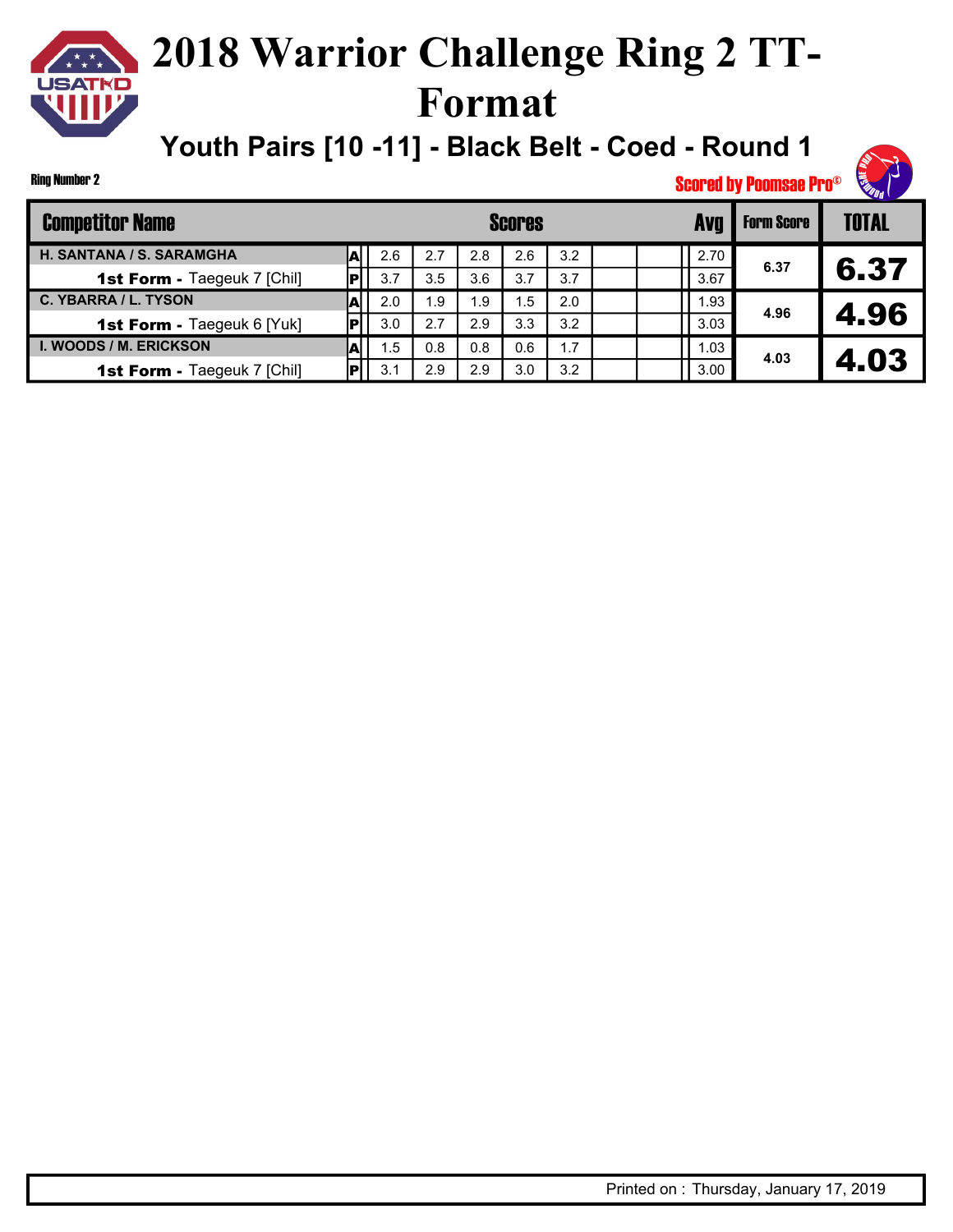# 2018 Warrior Challenge Ring 2 TT-Format

## Youth Pairs [10 -11] - Black Belt - Coed - Round 1

Ring Number 2

Scored by Poomsae Pro©

| Competitor Name | | Scores | | | | | | | Avg | Form Score | TOTAL |
|---|---|---|---|---|---|---|---|---|---|---|---|
| H. SANTANA / S. SARAMGHA | A | 2.6 | 2.7 | 2.8 | 2.6 | 3.2 | | | 2.70 | 6.37 | 6.37 |
| **1st Form -** Taegeuk 7 [Chil] | P | 3.7 | 3.5 | 3.6 | 3.7 | 3.7 | | | 3.67 | | |
| C. YBARRA / L. TYSON | A | 2.0 | 1.9 | 1.9 | 1.5 | 2.0 | | | 1.93 | 4.96 | 4.96 |
| **1st Form -** Taegeuk 6 [Yuk] | P | 3.0 | 2.7 | 2.9 | 3.3 | 3.2 | | | 3.03 | | |
| I. WOODS / M. ERICKSON | A | 1.5 | 0.8 | 0.8 | 0.6 | 1.7 | | | 1.03 | 4.03 | 4.03 |
| **1st Form -** Taegeuk 7 [Chil] | P | 3.1 | 2.9 | 2.9 | 3.0 | 3.2 | | | 3.00 | | |

Printed on : Thursday, January 17, 2019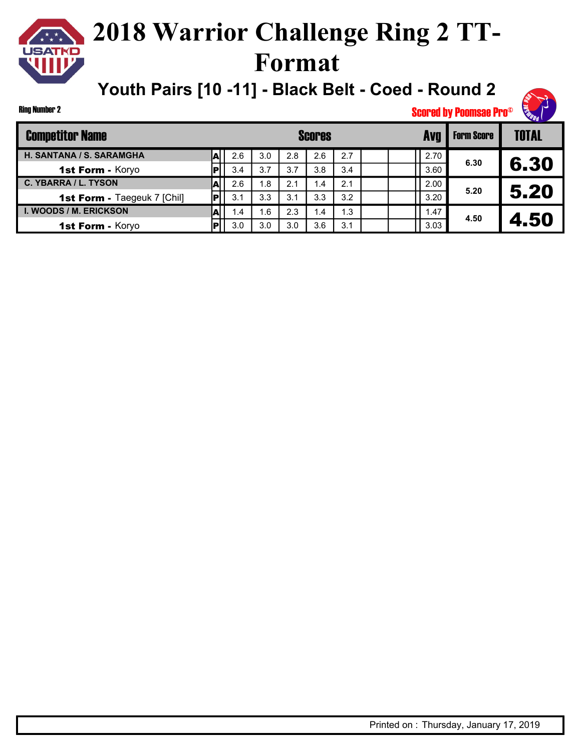# 2018 Warrior Challenge Ring 2 TT-Format

## Youth Pairs [10 -11] - Black Belt - Coed - Round 2

Ring Number 2

Scored by Poomsae Pro©

| Competitor Name | | Scores | | | | | | | Avg | Form Score | TOTAL |
|---|---|---|---|---|---|---|---|---|---|---|---|
| H. SANTANA / S. SARAMGHA | A | 2.6 | 3.0 | 2.8 | 2.6 | 2.7 | | | 2.70 | 6.30 | 6.30 |
| **1st Form -** Koryo | P | 3.4 | 3.7 | 3.7 | 3.8 | 3.4 | | | 3.60 | | |
| C. YBARRA / L. TYSON | A | 2.6 | 1.8 | 2.1 | 1.4 | 2.1 | | | 2.00 | 5.20 | 5.20 |
| **1st Form -** Taegeuk 7 [Chil] | P | 3.1 | 3.3 | 3.1 | 3.3 | 3.2 | | | 3.20 | | |
| I. WOODS / M. ERICKSON | A | 1.4 | 1.6 | 2.3 | 1.4 | 1.3 | | | 1.47 | 4.50 | 4.50 |
| **1st Form -** Koryo | P | 3.0 | 3.0 | 3.0 | 3.6 | 3.1 | | | 3.03 | | |

Printed on : Thursday, January 17, 2019